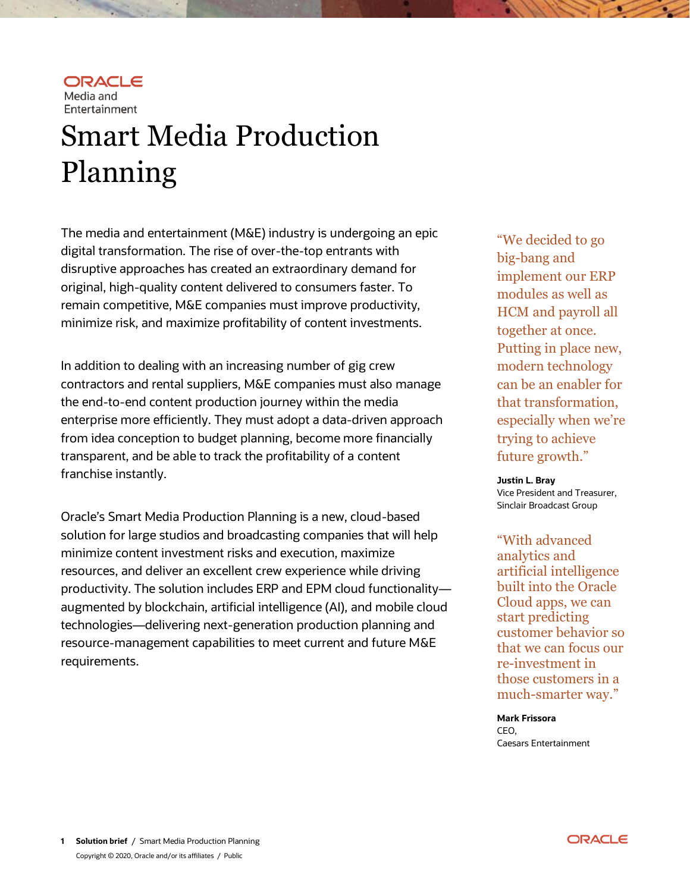Oracle Media and Entertainment

# Smart Media Production Planning

The media and entertainment (M&E) industry is undergoing an epic digital transformation. The rise of over-the-top entrants with disruptive approaches has created an extraordinary demand for original, high-quality content delivered to consumers faster. To remain competitive, M&E companies must improve productivity, minimize risk, and maximize profitability of content investments.

In addition to dealing with an increasing number of gig crew contractors and rental suppliers, M&E companies must also manage the end-to-end content production journey within the media enterprise more efficiently. They must adopt a data-driven approach from idea conception to budget planning, become more financially transparent, and be able to track the profitability of a content franchise instantly.

Oracle's Smart Media Production Planning is a new, cloud-based solution for large studios and broadcasting companies that will help minimize content investment risks and execution, maximize resources, and deliver an excellent crew experience while driving productivity. The solution includes ERP and EPM cloud functionality—augmented by blockchain, artificial intelligence (AI), and mobile cloud technologies—delivering next-generation production planning and resource-management capabilities to meet current and future M&E requirements.

> "We decided to go big-bang and implement our ERP modules as well as HCM and payroll all together at once. Putting in place new, modern technology can be an enabler for that transformation, especially when we're trying to achieve future growth."
>
> **Justin L. Bray**
> Vice President and Treasurer,
> Sinclair Broadcast Group

> "With advanced analytics and artificial intelligence built into the Oracle Cloud apps, we can start predicting customer behavior so that we can focus our re-investment in those customers in a much-smarter way."
>
> **Mark Frissora**
> CEO,
> Caesars Entertainment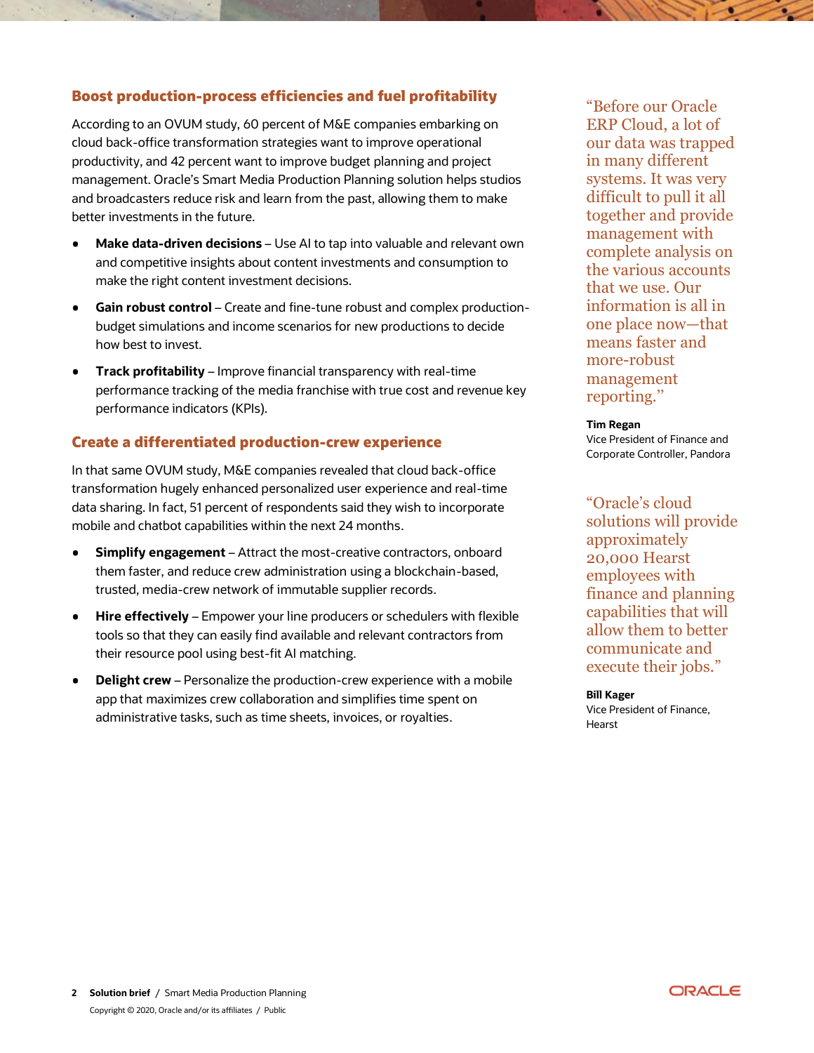## Boost production-process efficiencies and fuel profitability

According to an OVUM study, 60 percent of M&E companies embarking on cloud back-office transformation strategies want to improve operational productivity, and 42 percent want to improve budget planning and project management. Oracle's Smart Media Production Planning solution helps studios and broadcasters reduce risk and learn from the past, allowing them to make better investments in the future.

- **Make data-driven decisions** – Use AI to tap into valuable and relevant own and competitive insights about content investments and consumption to make the right content investment decisions.
- **Gain robust control** – Create and fine-tune robust and complex production-budget simulations and income scenarios for new productions to decide how best to invest.
- **Track profitability** – Improve financial transparency with real-time performance tracking of the media franchise with true cost and revenue key performance indicators (KPIs).

## Create a differentiated production-crew experience

In that same OVUM study, M&E companies revealed that cloud back-office transformation hugely enhanced personalized user experience and real-time data sharing. In fact, 51 percent of respondents said they wish to incorporate mobile and chatbot capabilities within the next 24 months.

- **Simplify engagement** – Attract the most-creative contractors, onboard them faster, and reduce crew administration using a blockchain-based, trusted, media-crew network of immutable supplier records.
- **Hire effectively** – Empower your line producers or schedulers with flexible tools so that they can easily find available and relevant contractors from their resource pool using best-fit AI matching.
- **Delight crew** – Personalize the production-crew experience with a mobile app that maximizes crew collaboration and simplifies time spent on administrative tasks, such as time sheets, invoices, or royalties.

"Before our Oracle ERP Cloud, a lot of our data was trapped in many different systems. It was very difficult to pull it all together and provide management with complete analysis on the various accounts that we use. Our information is all in one place now—that means faster and more-robust management reporting."

**Tim Regan**
Vice President of Finance and Corporate Controller, Pandora

"Oracle's cloud solutions will provide approximately 20,000 Hearst employees with finance and planning capabilities that will allow them to better communicate and execute their jobs."

**Bill Kager**
Vice President of Finance, Hearst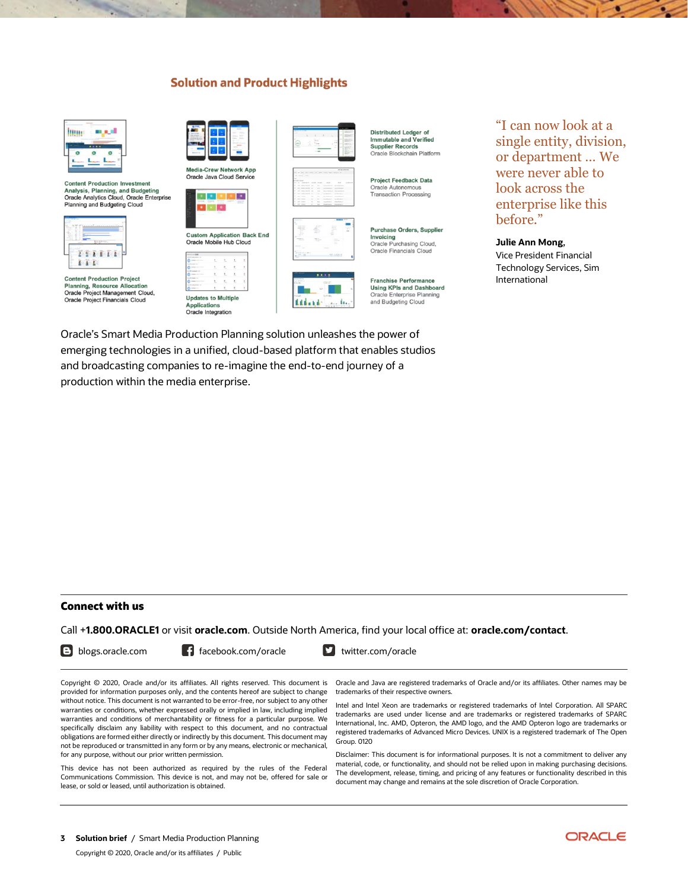## Solution and Product Highlights

**Content Production Investment Analysis, Planning, and Budgeting**
Oracle Analytics Cloud, Oracle Enterprise Planning and Budgeting Cloud

**Content Production Project Planning, Resource Allocation**
Oracle Project Management Cloud, Oracle Project Financials Cloud

**Media-Crew Network App**
Oracle Java Cloud Service

**Custom Application Back End**
Oracle Mobile Hub Cloud

**Updates to Multiple Applications**
Oracle Integration

**Distributed Ledger of Immutable and Verified Supplier Records**
Oracle Blockchain Platform

**Project Feedback Data**
Oracle Autonomous Transaction Processing

**Purchase Orders, Supplier Invoicing**
Oracle Purchasing Cloud, Oracle Financials Cloud

**Franchise Performance Using KPIs and Dashboard**
Oracle Enterprise Planning and Budgeting Cloud

Oracle's Smart Media Production Planning solution unleashes the power of emerging technologies in a unified, cloud-based platform that enables studios and broadcasting companies to re-imagine the end-to-end journey of a production within the media enterprise.

> "I can now look at a single entity, division, or department ... We were never able to look across the enterprise like this before."
>
> **Julie Ann Mong,**
> Vice President Financial Technology Services, Sim International

### Connect with us

Call **+1.800.ORACLE1** or visit **oracle.com**. Outside North America, find your local office at: **oracle.com/contact**.

blogs.oracle.com    facebook.com/oracle    twitter.com/oracle

Copyright © 2020, Oracle and/or its affiliates. All rights reserved. This document is provided for information purposes only, and the contents hereof are subject to change without notice. This document is not warranted to be error-free, nor subject to any other warranties or conditions, whether expressed orally or implied in law, including implied warranties and conditions of merchantability or fitness for a particular purpose. We specifically disclaim any liability with respect to this document, and no contractual obligations are formed either directly or indirectly by this document. This document may not be reproduced or transmitted in any form or by any means, electronic or mechanical, for any purpose, without our prior written permission.

This device has not been authorized as required by the rules of the Federal Communications Commission. This device is not, and may not be, offered for sale or lease, or sold or leased, until authorization is obtained.

Oracle and Java are registered trademarks of Oracle and/or its affiliates. Other names may be trademarks of their respective owners.

Intel and Intel Xeon are trademarks or registered trademarks of Intel Corporation. All SPARC trademarks are used under license and are trademarks or registered trademarks of SPARC International, Inc. AMD, Opteron, the AMD logo, and the AMD Opteron logo are trademarks or registered trademarks of Advanced Micro Devices. UNIX is a registered trademark of The Open Group. 0120

Disclaimer: This document is for informational purposes. It is not a commitment to deliver any material, code, or functionality, and should not be relied upon in making purchasing decisions. The development, release, timing, and pricing of any features or functionality described in this document may change and remains at the sole discretion of Oracle Corporation.